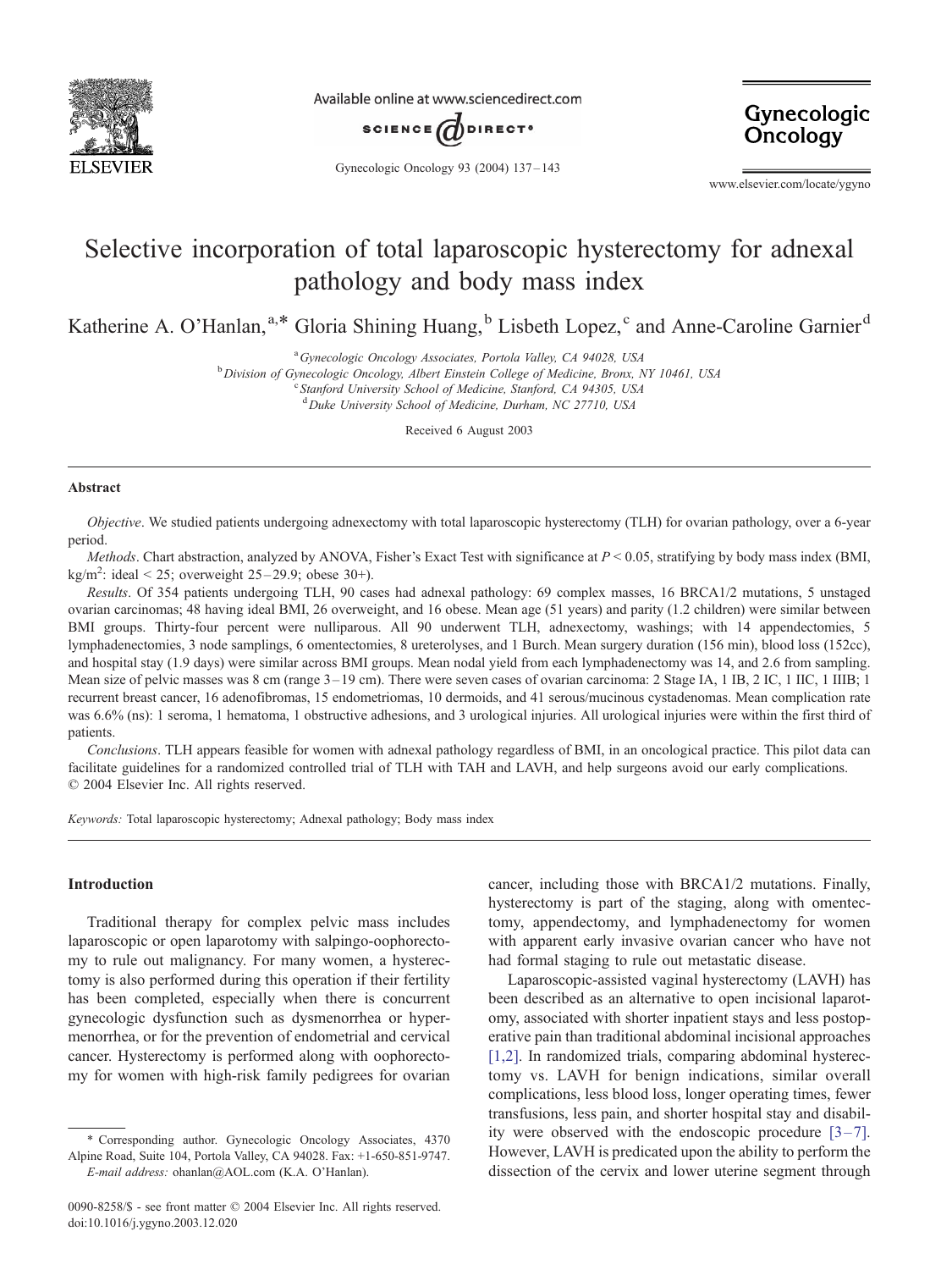# Selective incorporation of total laparoscopic hysterectomy for adnexal pathology and body mass index

Katherine A. O'Hanlan,[a,*] Gloria Shining Huang,[b] Lisbeth Lopez,[c] and Anne-Caroline Garnier[d]

[a] *Gynecologic Oncology Associates, Portola Valley, CA 94028, USA*
[b] *Division of Gynecologic Oncology, Albert Einstein College of Medicine, Bronx, NY 10461, USA*
[c] *Stanford University School of Medicine, Stanford, CA 94305, USA*
[d] *Duke University School of Medicine, Durham, NC 27710, USA*

Received 6 August 2003

## Abstract

*Objective*. We studied patients undergoing adnexectomy with total laparoscopic hysterectomy (TLH) for ovarian pathology, over a 6-year period.

*Methods*. Chart abstraction, analyzed by ANOVA, Fisher's Exact Test with significance at $P < 0.05$, stratifying by body mass index (BMI, kg/m$^2$: ideal < 25; overweight 25–29.9; obese 30+).

*Results*. Of 354 patients undergoing TLH, 90 cases had adnexal pathology: 69 complex masses, 16 BRCA1/2 mutations, 5 unstaged ovarian carcinomas; 48 having ideal BMI, 26 overweight, and 16 obese. Mean age (51 years) and parity (1.2 children) were similar between BMI groups. Thirty-four percent were nulliparous. All 90 underwent TLH, adnexectomy, washings; with 14 appendectomies, 5 lymphadenectomies, 3 node samplings, 6 omentectomies, 8 ureterolyses, and 1 Burch. Mean surgery duration (156 min), blood loss (152cc), and hospital stay (1.9 days) were similar across BMI groups. Mean nodal yield from each lymphadenectomy was 14, and 2.6 from sampling. Mean size of pelvic masses was 8 cm (range 3–19 cm). There were seven cases of ovarian carcinoma: 2 Stage IA, 1 IB, 2 IC, 1 IIC, 1 IIIB; 1 recurrent breast cancer, 16 adenofibromas, 15 endometriomas, 10 dermoids, and 41 serous/mucinous cystadenomas. Mean complication rate was 6.6% (ns): 1 seroma, 1 hematoma, 1 obstructive adhesions, and 3 urological injuries. All urological injuries were within the first third of patients.

*Conclusions*. TLH appears feasible for women with adnexal pathology regardless of BMI, in an oncological practice. This pilot data can facilitate guidelines for a randomized controlled trial of TLH with TAH and LAVH, and help surgeons avoid our early complications.
© 2004 Elsevier Inc. All rights reserved.

*Keywords:* Total laparoscopic hysterectomy; Adnexal pathology; Body mass index

## Introduction

Traditional therapy for complex pelvic mass includes laparoscopic or open laparotomy with salpingo-oophorectomy to rule out malignancy. For many women, a hysterectomy is also performed during this operation if their fertility has been completed, especially when there is concurrent gynecologic dysfunction such as dysmenorrhea or hypermenorrhea, or for the prevention of endometrial and cervical cancer. Hysterectomy is performed along with oophorectomy for women with high-risk family pedigrees for ovarian cancer, including those with BRCA1/2 mutations. Finally, hysterectomy is part of the staging, along with omentectomy, appendectomy, and lymphadenectomy for women with apparent early invasive ovarian cancer who have not had formal staging to rule out metastatic disease.

Laparoscopic-assisted vaginal hysterectomy (LAVH) has been described as an alternative to open incisional laparotomy, associated with shorter inpatient stays and less postoperative pain than traditional abdominal incisional approaches [1,2]. In randomized trials, comparing abdominal hysterectomy vs. LAVH for benign indications, similar overall complications, less blood loss, longer operating times, fewer transfusions, less pain, and shorter hospital stay and disability were observed with the endoscopic procedure [3–7]. However, LAVH is predicated upon the ability to perform the dissection of the cervix and lower uterine segment through

\* Corresponding author. Gynecologic Oncology Associates, 4370 Alpine Road, Suite 104, Portola Valley, CA 94028. Fax: +1-650-851-9747.
*E-mail address:* ohanlan@AOL.com (K.A. O'Hanlan).

0090-8258/$ - see front matter © 2004 Elsevier Inc. All rights reserved.
doi:10.1016/j.ygyno.2003.12.020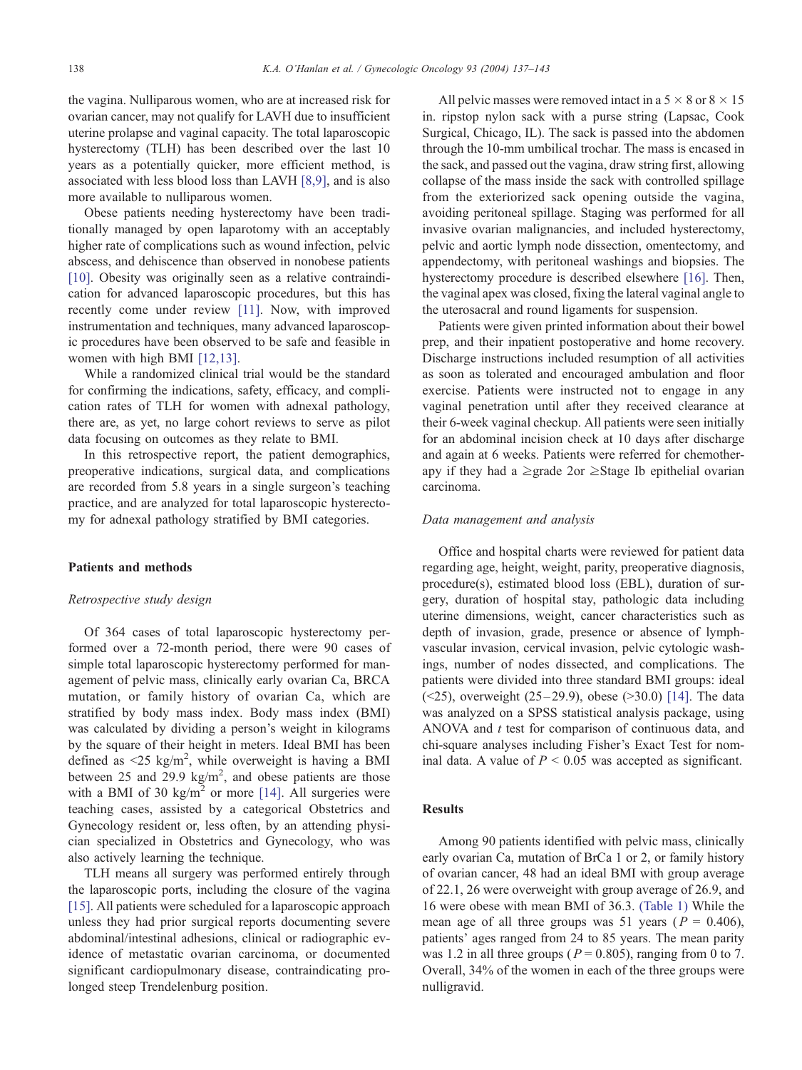the vagina. Nulliparous women, who are at increased risk for ovarian cancer, may not qualify for LAVH due to insufficient uterine prolapse and vaginal capacity. The total laparoscopic hysterectomy (TLH) has been described over the last 10 years as a potentially quicker, more efficient method, is associated with less blood loss than LAVH [8,9], and is also more available to nulliparous women.

Obese patients needing hysterectomy have been traditionally managed by open laparotomy with an acceptably higher rate of complications such as wound infection, pelvic abscess, and dehiscence than observed in nonobese patients [10]. Obesity was originally seen as a relative contraindication for advanced laparoscopic procedures, but this has recently come under review [11]. Now, with improved instrumentation and techniques, many advanced laparoscopic procedures have been observed to be safe and feasible in women with high BMI [12,13].

While a randomized clinical trial would be the standard for confirming the indications, safety, efficacy, and complication rates of TLH for women with adnexal pathology, there are, as yet, no large cohort reviews to serve as pilot data focusing on outcomes as they relate to BMI.

In this retrospective report, the patient demographics, preoperative indications, surgical data, and complications are recorded from 5.8 years in a single surgeon's teaching practice, and are analyzed for total laparoscopic hysterectomy for adnexal pathology stratified by BMI categories.

## Patients and methods

### *Retrospective study design*

Of 364 cases of total laparoscopic hysterectomy performed over a 72-month period, there were 90 cases of simple total laparoscopic hysterectomy performed for management of pelvic mass, clinically early ovarian Ca, BRCA mutation, or family history of ovarian Ca, which are stratified by body mass index. Body mass index (BMI) was calculated by dividing a person's weight in kilograms by the square of their height in meters. Ideal BMI has been defined as <25 kg/m$^2$, while overweight is having a BMI between 25 and 29.9 kg/m$^2$, and obese patients are those with a BMI of 30 kg/m$^2$ or more [14]. All surgeries were teaching cases, assisted by a categorical Obstetrics and Gynecology resident or, less often, by an attending physician specialized in Obstetrics and Gynecology, who was also actively learning the technique.

TLH means all surgery was performed entirely through the laparoscopic ports, including the closure of the vagina [15]. All patients were scheduled for a laparoscopic approach unless they had prior surgical reports documenting severe abdominal/intestinal adhesions, clinical or radiographic evidence of metastatic ovarian carcinoma, or documented significant cardiopulmonary disease, contraindicating prolonged steep Trendelenburg position.

All pelvic masses were removed intact in a 5 × 8 or 8 × 15 in. ripstop nylon sack with a purse string (Lapsac, Cook Surgical, Chicago, IL). The sack is passed into the abdomen through the 10-mm umbilical trochar. The mass is encased in the sack, and passed out the vagina, draw string first, allowing collapse of the mass inside the sack with controlled spillage from the exteriorized sack opening outside the vagina, avoiding peritoneal spillage. Staging was performed for all invasive ovarian malignancies, and included hysterectomy, pelvic and aortic lymph node dissection, omentectomy, and appendectomy, with peritoneal washings and biopsies. The hysterectomy procedure is described elsewhere [16]. Then, the vaginal apex was closed, fixing the lateral vaginal angle to the uterosacral and round ligaments for suspension.

Patients were given printed information about their bowel prep, and their inpatient postoperative and home recovery. Discharge instructions included resumption of all activities as soon as tolerated and encouraged ambulation and floor exercise. Patients were instructed not to engage in any vaginal penetration until after they received clearance at their 6-week vaginal checkup. All patients were seen initially for an abdominal incision check at 10 days after discharge and again at 6 weeks. Patients were referred for chemotherapy if they had a ≥grade 2or ≥Stage Ib epithelial ovarian carcinoma.

### *Data management and analysis*

Office and hospital charts were reviewed for patient data regarding age, height, weight, parity, preoperative diagnosis, procedure(s), estimated blood loss (EBL), duration of surgery, duration of hospital stay, pathologic data including uterine dimensions, weight, cancer characteristics such as depth of invasion, grade, presence or absence of lymph-vascular invasion, cervical invasion, pelvic cytologic washings, number of nodes dissected, and complications. The patients were divided into three standard BMI groups: ideal (<25), overweight (25–29.9), obese (>30.0) [14]. The data was analyzed on a SPSS statistical analysis package, using ANOVA and *t* test for comparison of continuous data, and chi-square analyses including Fisher's Exact Test for nominal data. A value of $P < 0.05$ was accepted as significant.

## Results

Among 90 patients identified with pelvic mass, clinically early ovarian Ca, mutation of BrCa 1 or 2, or family history of ovarian cancer, 48 had an ideal BMI with group average of 22.1, 26 were overweight with group average of 26.9, and 16 were obese with mean BMI of 36.3. (Table 1) While the mean age of all three groups was 51 years ($P$ = 0.406), patients' ages ranged from 24 to 85 years. The mean parity was 1.2 in all three groups ($P$ = 0.805), ranging from 0 to 7. Overall, 34% of the women in each of the three groups were nulligravid.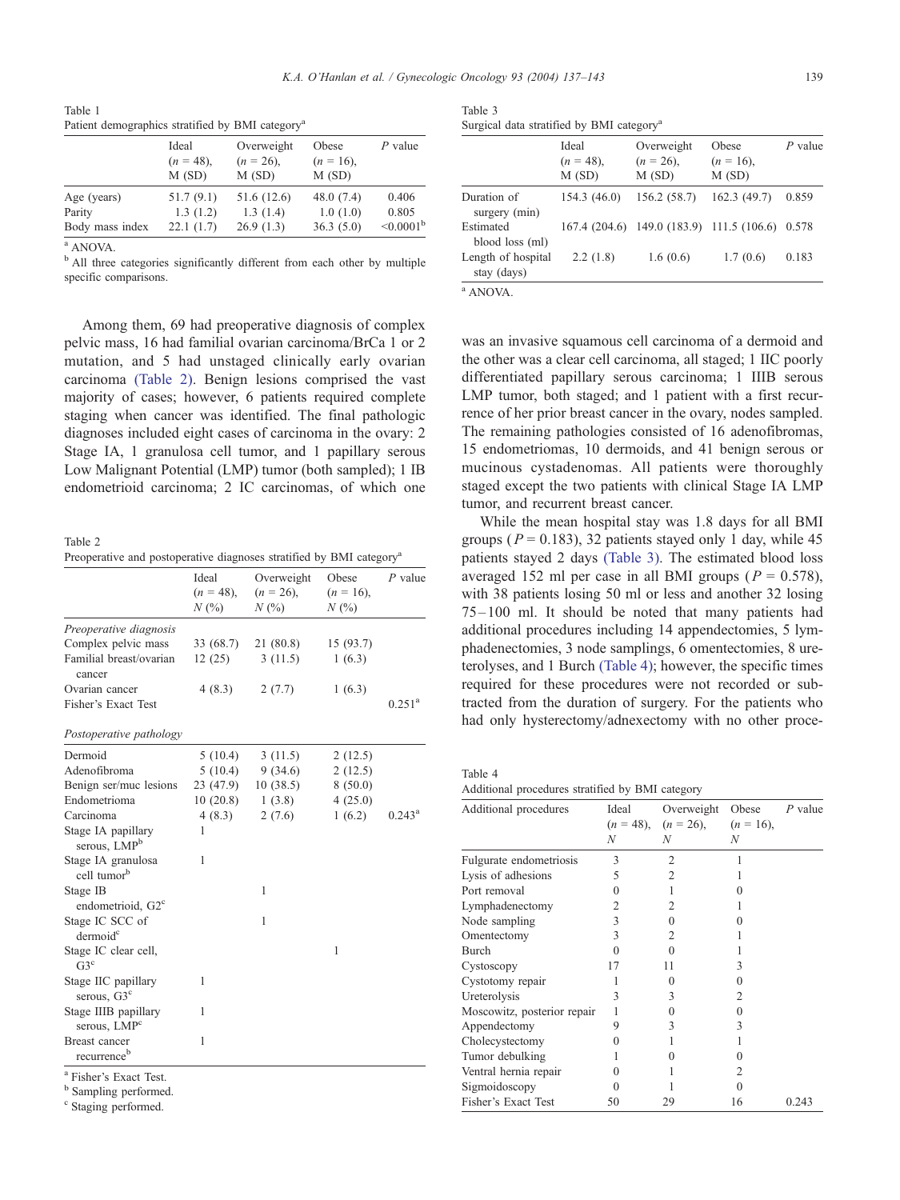Table 1
Patient demographics stratified by BMI category[a]

| | Ideal ($n$ = 48), M (SD) | Overweight ($n$ = 26), M (SD) | Obese ($n$ = 16), M (SD) | $P$ value |
|---|---|---|---|---|
| Age (years) | 51.7 (9.1) | 51.6 (12.6) | 48.0 (7.4) | 0.406 |
| Parity | 1.3 (1.2) | 1.3 (1.4) | 1.0 (1.0) | 0.805 |
| Body mass index | 22.1 (1.7) | 26.9 (1.3) | 36.3 (5.0) | <0.0001[b] |

[a] ANOVA.
[b] All three categories significantly different from each other by multiple specific comparisons.

Among them, 69 had preoperative diagnosis of complex pelvic mass, 16 had familial ovarian carcinoma/BrCa 1 or 2 mutation, and 5 had unstaged clinically early ovarian carcinoma (Table 2). Benign lesions comprised the vast majority of cases; however, 6 patients required complete staging when cancer was identified. The final pathologic diagnoses included eight cases of carcinoma in the ovary: 2 Stage IA, 1 granulosa cell tumor, and 1 papillary serous Low Malignant Potential (LMP) tumor (both sampled); 1 IB endometrioid carcinoma; 2 IC carcinomas, of which one was an invasive squamous cell carcinoma of a dermoid and the other was a clear cell carcinoma, all staged; 1 IIC poorly differentiated papillary serous carcinoma; 1 IIIB serous LMP tumor, both staged; and 1 patient with a first recurrence of her prior breast cancer in the ovary, nodes sampled. The remaining pathologies consisted of 16 adenofibromas, 15 endometriomas, 10 dermoids, and 41 benign serous or mucinous cystadenomas. All patients were thoroughly staged except the two patients with clinical Stage IA LMP tumor, and recurrent breast cancer.

Table 2
Preoperative and postoperative diagnoses stratified by BMI category[a]

| | Ideal ($n$ = 48), $N$ (%) | Overweight ($n$ = 26), $N$ (%) | Obese ($n$ = 16), $N$ (%) | $P$ value |
|---|---|---|---|---|
| *Preoperative diagnosis* | | | | |
| Complex pelvic mass | 33 (68.7) | 21 (80.8) | 15 (93.7) | |
| Familial breast/ovarian cancer | 12 (25) | 3 (11.5) | 1 (6.3) | |
| Ovarian cancer | 4 (8.3) | 2 (7.7) | 1 (6.3) | |
| Fisher's Exact Test | | | | 0.251[a] |
| *Postoperative pathology* | | | | |
| Dermoid | 5 (10.4) | 3 (11.5) | 2 (12.5) | |
| Adenofibroma | 5 (10.4) | 9 (34.6) | 2 (12.5) | |
| Benign ser/muc lesions | 23 (47.9) | 10 (38.5) | 8 (50.0) | |
| Endometrioma | 10 (20.8) | 1 (3.8) | 4 (25.0) | |
| Carcinoma | 4 (8.3) | 2 (7.6) | 1 (6.2) | 0.243[a] |
| Stage IA papillary serous, LMP[b] | 1 | | | |
| Stage IA granulosa cell tumor[b] | 1 | | | |
| Stage IB endometrioid, G2[c] | | 1 | | |
| Stage IC SCC of dermoid[c] | | 1 | | |
| Stage IC clear cell, G3[c] | | | 1 | |
| Stage IIC papillary serous, G3[c] | 1 | | | |
| Stage IIIB papillary serous, LMP[c] | 1 | | | |
| Breast cancer recurrence[b] | 1 | | | |

[a] Fisher's Exact Test.
[b] Sampling performed.
[c] Staging performed.

Table 3
Surgical data stratified by BMI category[a]

| | Ideal ($n$ = 48), M (SD) | Overweight ($n$ = 26), M (SD) | Obese ($n$ = 16), M (SD) | $P$ value |
|---|---|---|---|---|
| Duration of surgery (min) | 154.3 (46.0) | 156.2 (58.7) | 162.3 (49.7) | 0.859 |
| Estimated blood loss (ml) | 167.4 (204.6) | 149.0 (183.9) | 111.5 (106.6) | 0.578 |
| Length of hospital stay (days) | 2.2 (1.8) | 1.6 (0.6) | 1.7 (0.6) | 0.183 |

[a] ANOVA.

While the mean hospital stay was 1.8 days for all BMI groups ($P$ = 0.183), 32 patients stayed only 1 day, while 45 patients stayed 2 days (Table 3). The estimated blood loss averaged 152 ml per case in all BMI groups ($P$ = 0.578), with 38 patients losing 50 ml or less and another 32 losing 75–100 ml. It should be noted that many patients had additional procedures including 14 appendectomies, 5 lymphadenectomies, 3 node samplings, 6 omentectomies, 8 ureterolyses, and 1 Burch (Table 4); however, the specific times required for these procedures were not recorded or subtracted from the duration of surgery. For the patients who had only hysterectomy/adnexectomy with no other proce-

Table 4
Additional procedures stratified by BMI category

| Additional procedures | Ideal ($n$ = 48), $N$ | Overweight ($n$ = 26), $N$ | Obese ($n$ = 16), $N$ | $P$ value |
|---|---|---|---|---|
| Fulgurate endometriosis | 3 | 2 | 1 | |
| Lysis of adhesions | 5 | 2 | 1 | |
| Port removal | 0 | 1 | 0 | |
| Lymphadenectomy | 2 | 2 | 1 | |
| Node sampling | 3 | 0 | 0 | |
| Omentectomy | 3 | 2 | 1 | |
| Burch | 0 | 0 | 1 | |
| Cystoscopy | 17 | 11 | 3 | |
| Cystotomy repair | 1 | 0 | 0 | |
| Ureterolysis | 3 | 3 | 2 | |
| Moscowitz, posterior repair | 1 | 0 | 0 | |
| Appendectomy | 9 | 3 | 3 | |
| Cholecystectomy | 0 | 1 | 1 | |
| Tumor debulking | 1 | 0 | 0 | |
| Ventral hernia repair | 0 | 1 | 2 | |
| Sigmoidoscopy | 0 | 1 | 0 | |
| Fisher's Exact Test | 50 | 29 | 16 | 0.243 |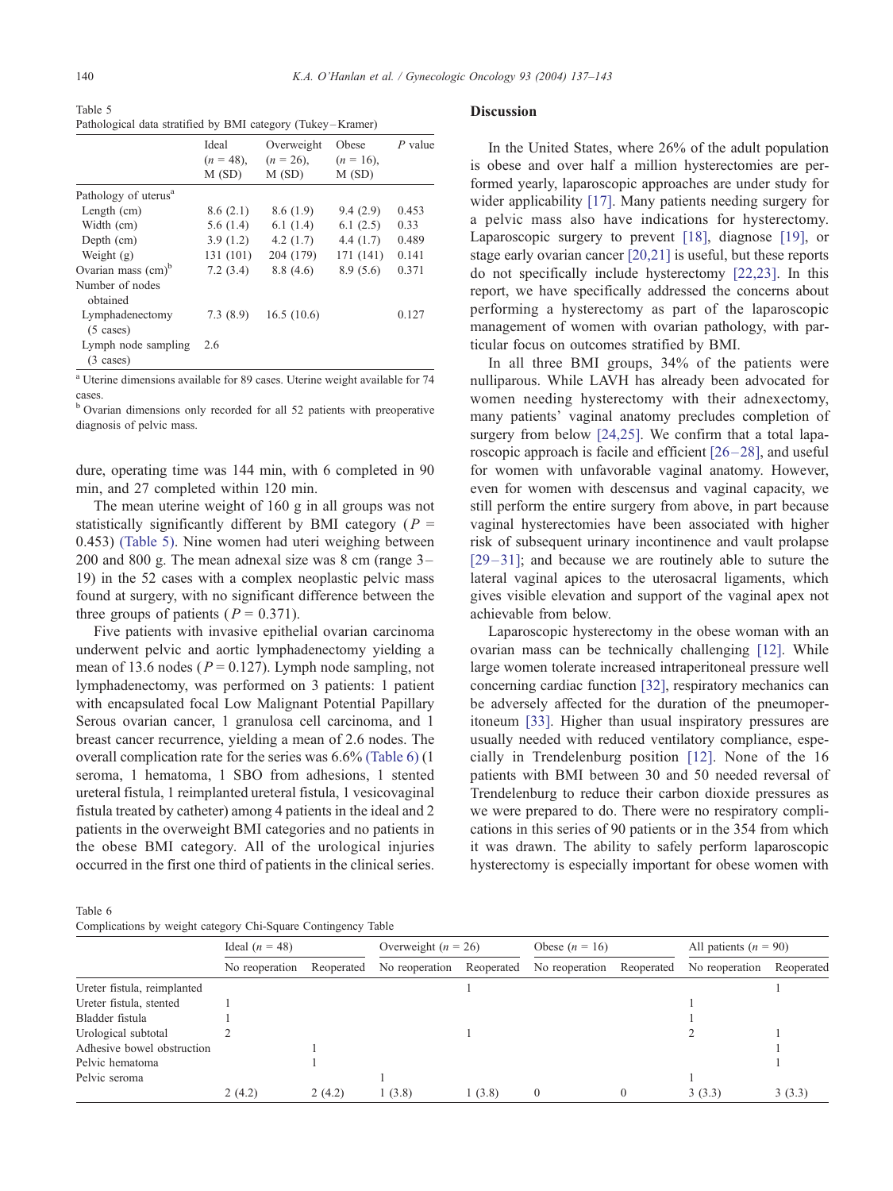Table 5
Pathological data stratified by BMI category (Tukey–Kramer)

| | Ideal ($n$ = 48), M (SD) | Overweight ($n$ = 26), M (SD) | Obese ($n$ = 16), M (SD) | $P$ value |
|---|---|---|---|---|
| Pathology of uterus[a] | | | | |
| Length (cm) | 8.6 (2.1) | 8.6 (1.9) | 9.4 (2.9) | 0.453 |
| Width (cm) | 5.6 (1.4) | 6.1 (1.4) | 6.1 (2.5) | 0.33 |
| Depth (cm) | 3.9 (1.2) | 4.2 (1.7) | 4.4 (1.7) | 0.489 |
| Weight (g) | 131 (101) | 204 (179) | 171 (141) | 0.141 |
| Ovarian mass (cm)[b] | 7.2 (3.4) | 8.8 (4.6) | 8.9 (5.6) | 0.371 |
| Number of nodes obtained | | | | |
| Lymphadenectomy (5 cases) | 7.3 (8.9) | 16.5 (10.6) | | 0.127 |
| Lymph node sampling (3 cases) | 2.6 | | | |

[a] Uterine dimensions available for 89 cases. Uterine weight available for 74 cases.
[b] Ovarian dimensions only recorded for all 52 patients with preoperative diagnosis of pelvic mass.

dure, operating time was 144 min, with 6 completed in 90 min, and 27 completed within 120 min.

The mean uterine weight of 160 g in all groups was not statistically significantly different by BMI category ($P$ = 0.453) (Table 5). Nine women had uteri weighing between 200 and 800 g. The mean adnexal size was 8 cm (range 3–19) in the 52 cases with a complex neoplastic pelvic mass found at surgery, with no significant difference between the three groups of patients ($P$ = 0.371).

Five patients with invasive epithelial ovarian carcinoma underwent pelvic and aortic lymphadenectomy yielding a mean of 13.6 nodes ($P$ = 0.127). Lymph node sampling, not lymphadenectomy, was performed on 3 patients: 1 patient with encapsulated focal Low Malignant Potential Papillary Serous ovarian cancer, 1 granulosa cell carcinoma, and 1 breast cancer recurrence, yielding a mean of 2.6 nodes. The overall complication rate for the series was 6.6% (Table 6) (1 seroma, 1 hematoma, 1 SBO from adhesions, 1 stented ureteral fistula, 1 reimplanted ureteral fistula, 1 vesicovaginal fistula treated by catheter) among 4 patients in the ideal and 2 patients in the overweight BMI categories and no patients in the obese BMI category. All the urological injuries occurred in the first one third of patients in the clinical series.

## Discussion

In the United States, where 26% of the adult population is obese and over half a million hysterectomies are performed yearly, laparoscopic approaches are under study for wider applicability [17]. Many patients needing surgery for a pelvic mass also have indications for hysterectomy. Laparoscopic surgery to prevent [18], diagnose [19], or stage early ovarian cancer [20,21] is useful, but these reports do not specifically include hysterectomy [22,23]. In this report, we have specifically addressed the concerns about performing a hysterectomy as part of the laparoscopic management of women with ovarian pathology, with particular focus on outcomes stratified by BMI.

In all three BMI groups, 34% of the patients were nulliparous. While LAVH has already been advocated for women needing hysterectomy with their adnexectomy, many patients' vaginal anatomy precludes completion of surgery from below [24,25]. We confirm that a total laparoscopic approach is facile and efficient [26–28], and useful for women with unfavorable vaginal anatomy. However, even for women with descensus and vaginal capacity, we still perform the entire surgery from above, in part because vaginal hysterectomies have been associated with higher risk of subsequent urinary incontinence and vault prolapse [29–31]; and because we are routinely able to suture the lateral vaginal apices to the uterosacral ligaments, which gives visible elevation and support of the vaginal apex not achievable from below.

Laparoscopic hysterectomy in the obese woman with an ovarian mass can be technically challenging [12]. While large women tolerate increased intraperitoneal pressure well concerning cardiac function [32], respiratory mechanics can be adversely affected for the duration of the pneumoperitoneum [33]. Higher than usual inspiratory pressures are usually needed with reduced ventilatory compliance, especially in Trendelenburg position [12]. None of the 16 patients with BMI between 30 and 50 needed reversal of Trendelenburg to reduce their carbon dioxide pressures as we were prepared to do. There were no respiratory complications in this series of 90 patients or in the 354 from which it was drawn. The ability to safely perform laparoscopic hysterectomy is especially important for obese women with

Table 6
Complications by weight category Chi-Square Contingency Table

| | Ideal ($n$ = 48) | | Overweight ($n$ = 26) | | Obese ($n$ = 16) | | All patients ($n$ = 90) | |
|---|---|---|---|---|---|---|---|---|
| | No reoperation | Reoperated | No reoperation | Reoperated | No reoperation | Reoperated | No reoperation | Reoperated |
| Ureter fistula, reimplanted | | | | 1 | | | | 1 |
| Ureter fistula, stented | 1 | | | | | | 1 | |
| Bladder fistula | 1 | | | | | | 1 | |
| Urological subtotal | 2 | | | 1 | | | 2 | 1 |
| Adhesive bowel obstruction | | 1 | | | | | | 1 |
| Pelvic hematoma | | 1 | | | | | | 1 |
| Pelvic seroma | | | 1 | | | | 1 | |
| | 2 (4.2) | 2 (4.2) | 1 (3.8) | 1 (3.8) | 0 | 0 | 3 (3.3) | 3 (3.3) |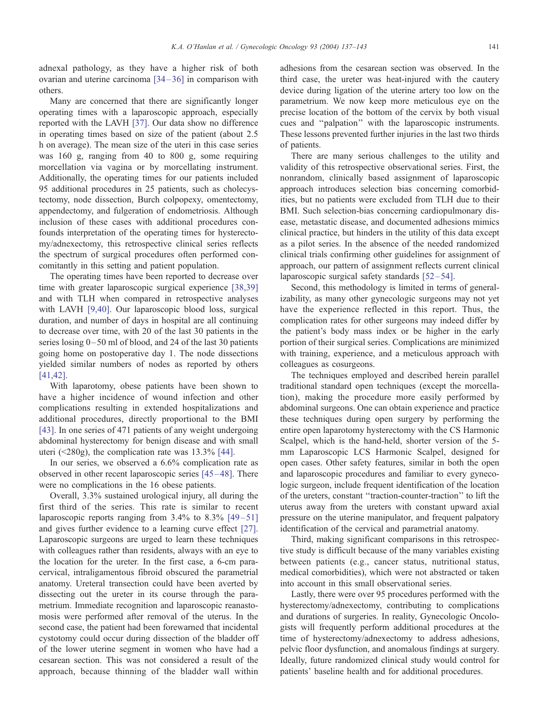adnexal pathology, as they have a higher risk of both ovarian and uterine carcinoma [34–36] in comparison with others.

Many are concerned that there are significantly longer operating times with a laparoscopic approach, especially reported with the LAVH [37]. Our data show no difference in operating times based on size of the patient (about 2.5 h on average). The mean size of the uteri in this case series was 160 g, ranging from 40 to 800 g, some requiring morcellation via vagina or by morcellating instrument. Additionally, the operating times for our patients included 95 additional procedures in 25 patients, such as cholecystectomy, node dissection, Burch colpopexy, omentectomy, appendectomy, and fulgeration of endometriosis. Although inclusion of these cases with additional procedures confounds interpretation of the operating times for hysterectomy/adnexectomy, this retrospective clinical series reflects the spectrum of surgical procedures often performed concomitantly in this setting and patient population.

The operating times have been reported to decrease over time with greater laparoscopic surgical experience [38,39] and with TLH when compared in retrospective analyses with LAVH [9,40]. Our laparoscopic blood loss, surgical duration, and number of days in hospital are all continuing to decrease over time, with 20 of the last 30 patients in the series losing 0–50 ml of blood, and 24 of the last 30 patients going home on postoperative day 1. The node dissections yielded similar numbers of nodes as reported by others [41,42].

With laparotomy, obese patients have been shown to have a higher incidence of wound infection and other complications resulting in extended hospitalizations and additional procedures, directly proportional to the BMI [43]. In one series of 471 patients of any weight undergoing abdominal hysterectomy for benign disease and with small uteri (<280g), the complication rate was 13.3% [44].

In our series, we observed a 6.6% complication rate as observed in other recent laparoscopic series [45–48]. There were no complications in the 16 obese patients.

Overall, 3.3% sustained urological injury, all during the first third of the series. This rate is similar to recent laparoscopic reports ranging from 3.4% to 8.3% [49–51] and gives further evidence to a learning curve effect [27]. Laparoscopic surgeons are urged to learn these techniques with colleagues rather than residents, always with an eye to the location for the ureter. In the first case, a 6-cm paracervical, intraligamentous fibroid obscured the parametrial anatomy. Ureteral transection could have been averted by dissecting out the ureter in its course through the parametrium. Immediate recognition and laparoscopic reanastomosis were performed after removal of the uterus. In the second case, the patient had been forewarned that incidental cystotomy could occur during dissection of the bladder off of the lower uterine segment in women who have had a cesarean section. This was not considered a result of the approach, because thinning of the bladder wall within adhesions from the cesarean section was observed. In the third case, the ureter was heat-injured with the cautery device during ligation of the uterine artery too low on the parametrium. We now keep more meticulous eye on the precise location of the bottom of the cervix by both visual cues and "palpation" with the laparoscopic instruments. These lessons prevented further injuries in the last two thirds of patients.

There are many serious challenges to the utility and validity of this retrospective observational series. First, the nonrandom, clinically based assignment of laparoscopic approach introduces selection bias concerning comorbidities, but no patients were excluded from TLH due to their BMI. Such selection-bias concerning cardiopulmonary disease, metastatic disease, and documented adhesions mimics clinical practice, but hinders in the utility of this data except as a pilot series. In the absence of the needed randomized clinical trials confirming other guidelines for assignment of approach, our pattern of assignment reflects current clinical laparoscopic surgical safety standards [52–54].

Second, this methodology is limited in terms of generalizability, as many other gynecologic surgeons may not yet have the experience reflected in this report. Thus, the complication rates for other surgeons may indeed differ by the patient's body mass index or be higher in the early portion of their surgical series. Complications are minimized with training, experience, and a meticulous approach with colleagues as cosurgeons.

The techniques employed and described herein parallel traditional standard open techniques (except the morcellation), making the procedure more easily performed by abdominal surgeons. One can obtain experience and practice these techniques during open surgery by performing the entire open laparotomy hysterectomy with the CS Harmonic Scalpel, which is the hand-held, shorter version of the 5-mm Laparoscopic LCS Harmonic Scalpel, designed for open cases. Other safety features, similar in both the open and laparoscopic procedures and familiar to every gynecologic surgeon, include frequent identification of the location of the ureters, constant "traction-counter-traction" to lift the uterus away from the ureters with constant upward axial pressure on the uterine manipulator, and frequent palpatory identification of the cervical and parametrial anatomy.

Third, making significant comparisons in this retrospective study is difficult because of the many variables existing between patients (e.g., cancer status, nutritional status, medical comorbidities), which were not abstracted or taken into account in this small observational series.

Lastly, there were over 95 procedures performed with the hysterectomy/adnexectomy, contributing to complications and durations of surgeries. In reality, Gynecologic Oncologists will frequently perform additional procedures at the time of hysterectomy/adnexectomy to address adhesions, pelvic floor dysfunction, and anomalous findings at surgery. Ideally, future randomized clinical study would control for patients' baseline health and for additional procedures.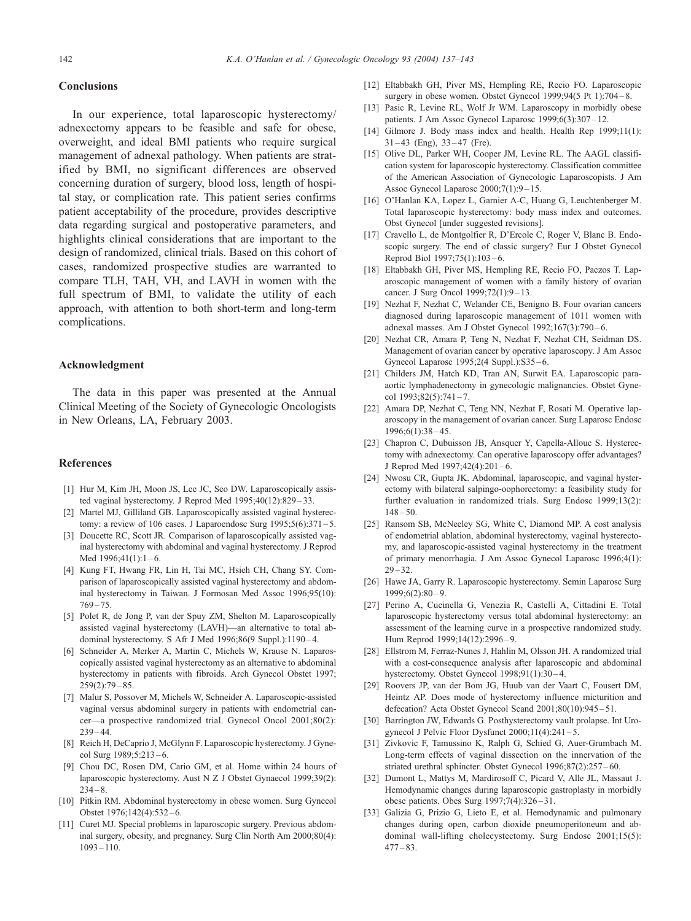## Conclusions

In our experience, total laparoscopic hysterectomy/adnexectomy appears to be feasible and safe for obese, overweight, and ideal BMI patients who require surgical management of adnexal pathology. When patients are stratified by BMI, no significant differences are observed concerning duration of surgery, blood loss, length of hospital stay, or complication rate. This patient series confirms patient acceptability of the procedure, provides descriptive data regarding surgical and postoperative parameters, and highlights clinical considerations that are important to the design of randomized, clinical trials. Based on this cohort of cases, randomized prospective studies are warranted to compare TLH, TAH, VH, and LAVH in women with the full spectrum of BMI, to validate the utility of each approach, with attention to both short-term and long-term complications.

## Acknowledgment

The data in this paper was presented at the Annual Clinical Meeting of the Society of Gynecologic Oncologists in New Orleans, LA, February 2003.

## References

[1] Hur M, Kim JH, Moon JS, Lee JC, Seo DW. Laparoscopically assisted vaginal hysterectomy. J Reprod Med 1995;40(12):829–33.

[2] Martel MJ, Gilliland GB. Laparoscopically assisted vaginal hysterectomy: a review of 106 cases. J Laparoendosc Surg 1995;5(6):371–5.

[3] Doucette RC, Scott JR. Comparison of laparoscopically assisted vaginal hysterectomy with abdominal and vaginal hysterectomy. J Reprod Med 1996;41(1):1–6.

[4] Kung FT, Hwang FR, Lin H, Tai MC, Hsieh CH, Chang SY. Comparison of laparoscopically assisted vaginal hysterectomy and abdominal hysterectomy in Taiwan. J Formosan Med Assoc 1996;95(10):769–75.

[5] Polet R, de Jong P, van der Spuy ZM, Shelton M. Laparoscopically assisted vaginal hysterectomy (LAVH)—an alternative to total abdominal hysterectomy. S Afr J Med 1996;86(9 Suppl.):1190–4.

[6] Schneider A, Merker A, Martin C, Michels W, Krause N. Laparoscopically assisted vaginal hysterectomy as an alternative to abdominal hysterectomy in patients with fibroids. Arch Gynecol Obstet 1997;259(2):79–85.

[7] Malur S, Possover M, Michels W, Schneider A. Laparoscopic-assisted vaginal versus abdominal surgery in patients with endometrial cancer—a prospective randomized trial. Gynecol Oncol 2001;80(2):239–44.

[8] Reich H, DeCaprio J, McGlynn F. Laparoscopic hysterectomy. J Gynecol Surg 1989;5:213–6.

[9] Chou DC, Rosen DM, Cario GM, et al. Home within 24 hours of laparoscopic hysterectomy. Aust N Z J Obstet Gynaecol 1999;39(2):234–8.

[10] Pitkin RM. Abdominal hysterectomy in obese women. Surg Gynecol Obstet 1976;142(4):532–6.

[11] Curet MJ. Special problems in laparoscopic surgery. Previous abdominal surgery, obesity, and pregnancy. Surg Clin North Am 2000;80(4):1093–110.

[12] Eltabbakh GH, Piver MS, Hempling RE, Recio FO. Laparoscopic surgery in obese women. Obstet Gynecol 1999;94(5 Pt 1):704–8.

[13] Pasic R, Levine RL, Wolf Jr WM. Laparoscopy in morbidly obese patients. J Am Assoc Gynecol Laparosc 1999;6(3):307–12.

[14] Gilmore J. Body mass index and health. Health Rep 1999;11(1):31–43 (Eng), 33–47 (Fre).

[15] Olive DL, Parker WH, Cooper JM, Levine RL. The AAGL classification system for laparoscopic hysterectomy. Classification committee of the American Association of Gynecologic Laparoscopists. J Am Assoc Gynecol Laparosc 2000;7(1):9–15.

[16] O'Hanlan KA, Lopez L, Garnier A-C, Huang G, Leuchtenberger M. Total laparoscopic hysterectomy: body mass index and outcomes. Obst Gynecol [under suggested revisions].

[17] Cravello L, de Montgolfier R, D'Ercole C, Roger V, Blanc B. Endoscopic surgery. The end of classic surgery? Eur J Obstet Gynecol Reprod Biol 1997;75(1):103–6.

[18] Eltabbakh GH, Piver MS, Hempling RE, Recio FO, Paczos T. Laparoscopic management of women with a family history of ovarian cancer. J Surg Oncol 1999;72(1):9–13.

[19] Nezhat F, Nezhat C, Welander CE, Benigno B. Four ovarian cancers diagnosed during laparoscopic management of 1011 women with adnexal masses. Am J Obstet Gynecol 1992;167(3):790–6.

[20] Nezhat CR, Amara P, Teng N, Nezhat F, Nezhat CH, Seidman DS. Management of ovarian cancer by operative laparoscopy. J Am Assoc Gynecol Laparosc 1995;2(4 Suppl.):S35–6.

[21] Childers JM, Hatch KD, Tran AN, Surwit EA. Laparoscopic para-aortic lymphadenectomy in gynecologic malignancies. Obstet Gynecol 1993;82(5):741–7.

[22] Amara DP, Nezhat C, Teng NN, Nezhat F, Rosati M. Operative laparoscopy in the management of ovarian cancer. Surg Laparosc Endosc 1996;6(1):38–45.

[23] Chapron C, Dubuisson JB, Ansquer Y, Capella-Allouc S. Hysterectomy with adnexectomy. Can operative laparoscopy offer advantages? J Reprod Med 1997;42(4):201–6.

[24] Nwosu CR, Gupta JK. Abdominal, laparoscopic, and vaginal hysterectomy with bilateral salpingo-oophorectomy: a feasibility study for further evaluation in randomized trials. Surg Endosc 1999;13(2):148–50.

[25] Ransom SB, McNeeley SG, White C, Diamond MP. A cost analysis of endometrial ablation, abdominal hysterectomy, vaginal hysterectomy, and laparoscopic-assisted vaginal hysterectomy in the treatment of primary menorrhagia. J Am Assoc Gynecol Laparosc 1996;4(1):29–32.

[26] Hawe JA, Garry R. Laparoscopic hysterectomy. Semin Laparosc Surg 1999;6(2):80–9.

[27] Perino A, Cucinella G, Venezia R, Castelli A, Cittadini E. Total laparoscopic hysterectomy versus total abdominal hysterectomy: an assessment of the learning curve in a prospective randomized study. Hum Reprod 1999;14(12):2996–9.

[28] Ellstrom M, Ferraz-Nunes J, Hahlin M, Olsson JH. A randomized trial with a cost-consequence analysis after laparoscopic and abdominal hysterectomy. Obstet Gynecol 1998;91(1):30–4.

[29] Roovers JP, van der Bom JG, Huub van der Vaart C, Fousert DM, Heintz AP. Does mode of hysterectomy influence micturition and defecation? Acta Obstet Gynecol Scand 2001;80(10):945–51.

[30] Barrington JW, Edwards G. Posthysterectomy vault prolapse. Int Urogynecol J Pelvic Floor Dysfunct 2000;11(4):241–5.

[31] Zivkovic F, Tamussino K, Ralph G, Schied G, Auer-Grumbach M. Long-term effects of vaginal dissection on the innervation of the striated urethral sphincter. Obstet Gynecol 1996;87(2):257–60.

[32] Dumont L, Mattys M, Mardirosoff C, Picard V, Alle JL, Massaut J. Hemodynamic changes during laparoscopic gastroplasty in morbidly obese patients. Obes Surg 1997;7(4):326–31.

[33] Galizia G, Prizio G, Lieto E, et al. Hemodynamic and pulmonary changes during open, carbon dioxide pneumoperitoneum and abdominal wall-lifting cholecystectomy. Surg Endosc 2001;15(5):477–83.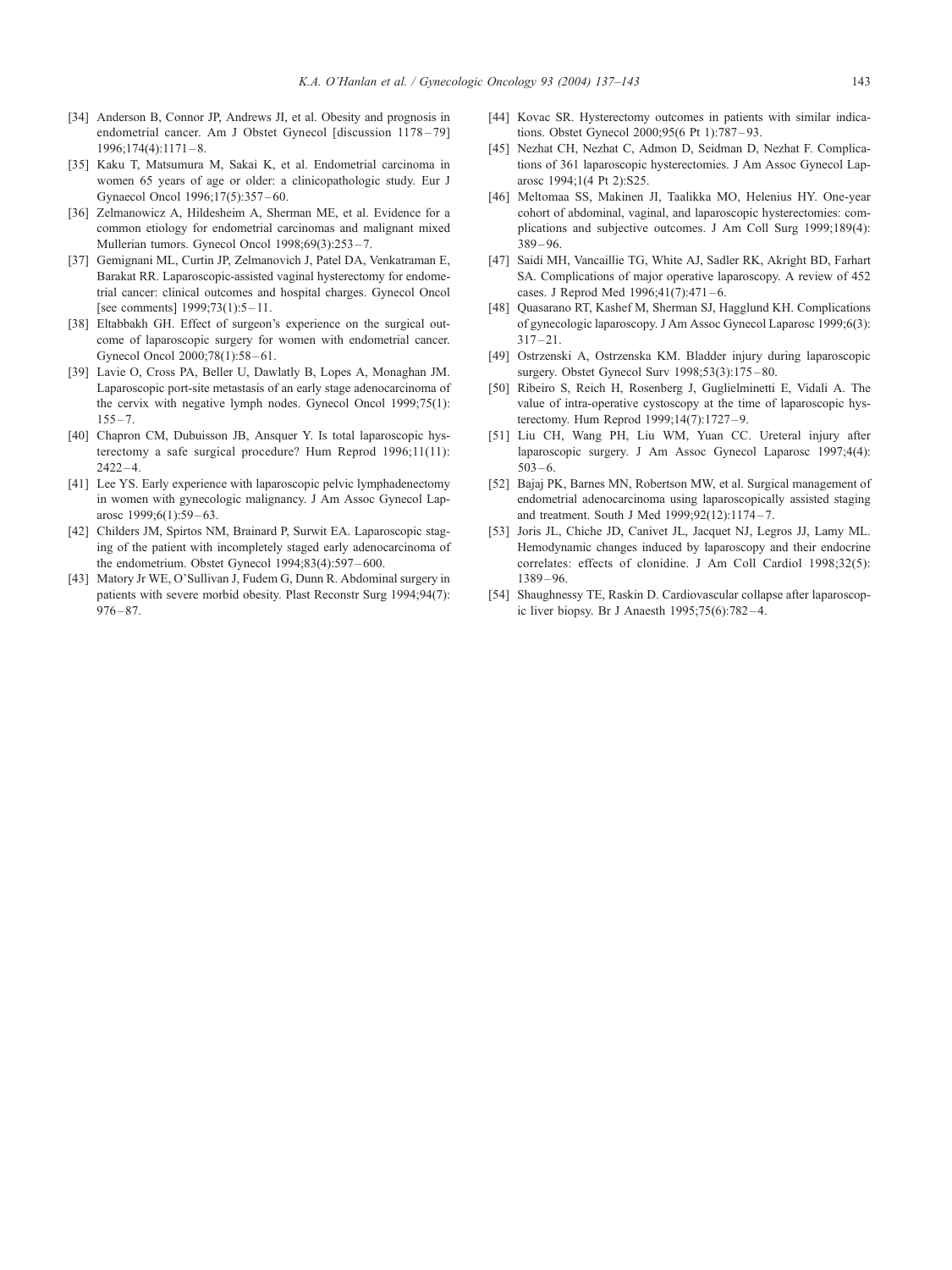[34] Anderson B, Connor JP, Andrews JI, et al. Obesity and prognosis in endometrial cancer. Am J Obstet Gynecol [discussion 1178–79] 1996;174(4):1171–8.

[35] Kaku T, Matsumura M, Sakai K, et al. Endometrial carcinoma in women 65 years of age or older: a clinicopathologic study. Eur J Gynaecol Oncol 1996;17(5):357–60.

[36] Zelmanowicz A, Hildesheim A, Sherman ME, et al. Evidence for a common etiology for endometrial carcinomas and malignant mixed Mullerian tumors. Gynecol Oncol 1998;69(3):253–7.

[37] Gemignani ML, Curtin JP, Zelmanovich J, Patel DA, Venkatraman E, Barakat RR. Laparoscopic-assisted vaginal hysterectomy for endometrial cancer: clinical outcomes and hospital charges. Gynecol Oncol [see comments] 1999;73(1):5–11.

[38] Eltabbakh GH. Effect of surgeon's experience on the surgical outcome of laparoscopic surgery for women with endometrial cancer. Gynecol Oncol 2000;78(1):58–61.

[39] Lavie O, Cross PA, Beller U, Dawlatly B, Lopes A, Monaghan JM. Laparoscopic port-site metastasis of an early stage adenocarcinoma of the cervix with negative lymph nodes. Gynecol Oncol 1999;75(1):155–7.

[40] Chapron CM, Dubuisson JB, Ansquer Y. Is total laparoscopic hysterectomy a safe surgical procedure? Hum Reprod 1996;11(11):2422–4.

[41] Lee YS. Early experience with laparoscopic pelvic lymphadenectomy in women with gynecologic malignancy. J Am Assoc Gynecol Laparosc 1999;6(1):59–63.

[42] Childers JM, Spirtos NM, Brainard P, Surwit EA. Laparoscopic staging of the patient with incompletely staged early adenocarcinoma of the endometrium. Obstet Gynecol 1994;83(4):597–600.

[43] Matory Jr WE, O'Sullivan J, Fudem G, Dunn R. Abdominal surgery in patients with severe morbid obesity. Plast Reconstr Surg 1994;94(7):976–87.

[44] Kovac SR. Hysterectomy outcomes in patients with similar indications. Obstet Gynecol 2000;95(6 Pt 1):787–93.

[45] Nezhat CH, Nezhat C, Admon D, Seidman D, Nezhat F. Complications of 361 laparoscopic hysterectomies. J Am Assoc Gynecol Laparosc 1994;1(4 Pt 2):S25.

[46] Meltomaa SS, Makinen JI, Taalikka MO, Helenius HY. One-year cohort of abdominal, vaginal, and laparoscopic hysterectomies: complications and subjective outcomes. J Am Coll Surg 1999;189(4):389–96.

[47] Saidi MH, Vancaillie TG, White AJ, Sadler RK, Akright BD, Farhart SA. Complications of major operative laparoscopy. A review of 452 cases. J Reprod Med 1996;41(7):471–6.

[48] Quasarano RT, Kashef M, Sherman SJ, Hagglund KH. Complications of gynecologic laparoscopy. J Am Assoc Gynecol Laparosc 1999;6(3):317–21.

[49] Ostrzenski A, Ostrzenska KM. Bladder injury during laparoscopic surgery. Obstet Gynecol Surv 1998;53(3):175–80.

[50] Ribeiro S, Reich H, Rosenberg J, Guglielminetti E, Vidali A. The value of intra-operative cystoscopy at the time of laparoscopic hysterectomy. Hum Reprod 1999;14(7):1727–9.

[51] Liu CH, Wang PH, Liu WM, Yuan CC. Ureteral injury after laparoscopic surgery. J Am Assoc Gynecol Laparosc 1997;4(4):503–6.

[52] Bajaj PK, Barnes MN, Robertson MW, et al. Surgical management of endometrial adenocarcinoma using laparoscopically assisted staging and treatment. South J Med 1999;92(12):1174–7.

[53] Joris JL, Chiche JD, Canivet JL, Jacquet NJ, Legros JJ, Lamy ML. Hemodynamic changes induced by laparoscopy and their endocrine correlates: effects of clonidine. J Am Coll Cardiol 1998;32(5):1389–96.

[54] Shaughnessy TE, Raskin D. Cardiovascular collapse after laparoscopic liver biopsy. Br J Anaesth 1995;75(6):782–4.